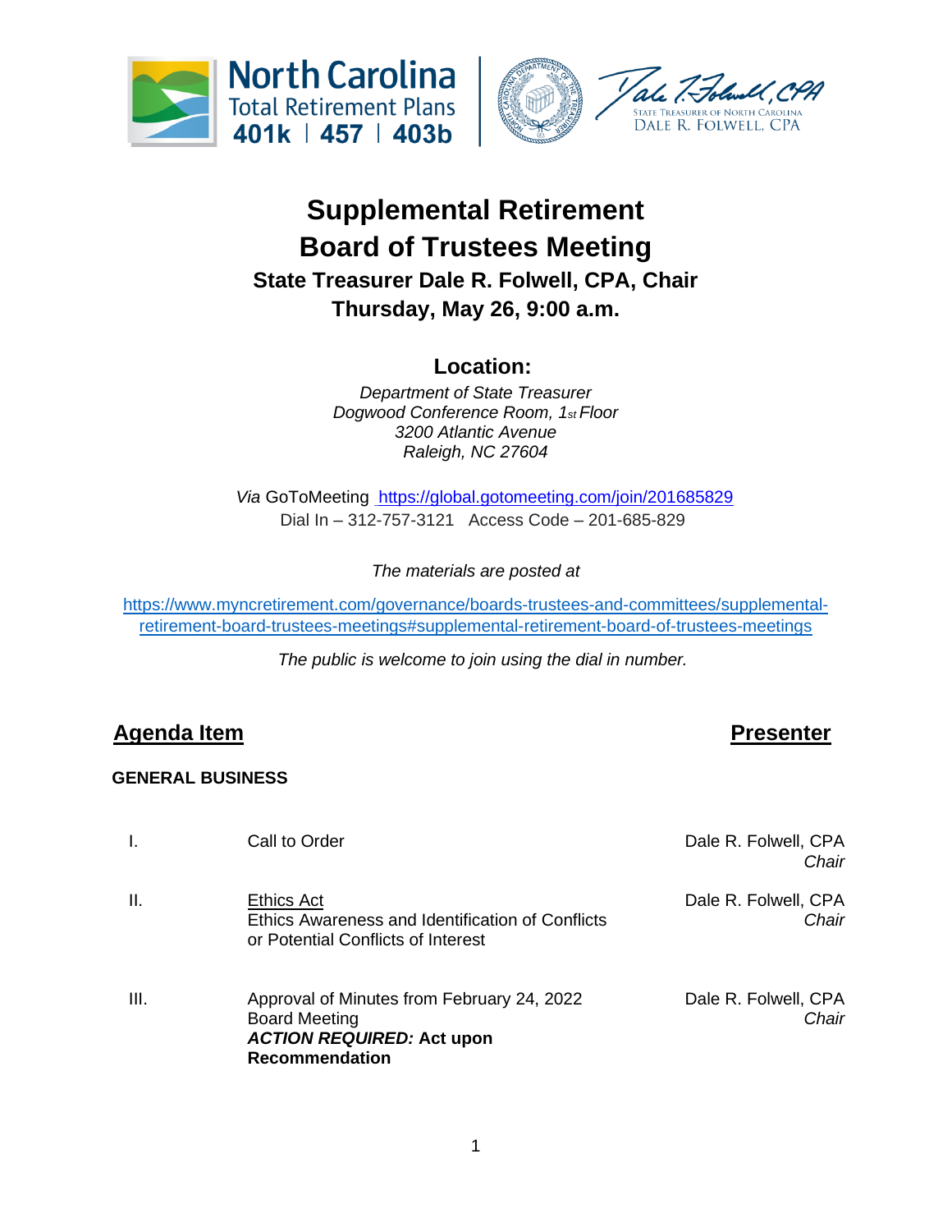North Carolina Total Retirement Plans 401k | 457 | 403b

STATE TREASURER OF NORTH CAROLINA DALE R. FOLWELL, CPA

# Supplemental Retirement Board of Trustees Meeting

### State Treasurer Dale R. Folwell, CPA, Chair

### Thursday, May 26, 9:00 a.m.

## Location:

*Department of State Treasurer*
*Dogwood Conference Room, 1st Floor*
*3200 Atlantic Avenue*
*Raleigh, NC 27604*

*Via* GoToMeeting https://global.gotomeeting.com/join/201685829
Dial In – 312-757-3121   Access Code – 201-685-829

*The materials are posted at*

https://www.myncretirement.com/governance/boards-trustees-and-committees/supplemental-retirement-board-trustees-meetings#supplemental-retirement-board-of-trustees-meetings

*The public is welcome to join using the dial in number.*

| Agenda Item | | Presenter |
|---|---|---|
| **GENERAL BUSINESS** | | |
| I. | Call to Order | Dale R. Folwell, CPA *Chair* |
| II. | Ethics Act<br>Ethics Awareness and Identification of Conflicts or Potential Conflicts of Interest | Dale R. Folwell, CPA *Chair* |
| III. | Approval of Minutes from February 24, 2022 Board Meeting<br>***ACTION REQUIRED:*** **Act upon Recommendation** | Dale R. Folwell, CPA *Chair* |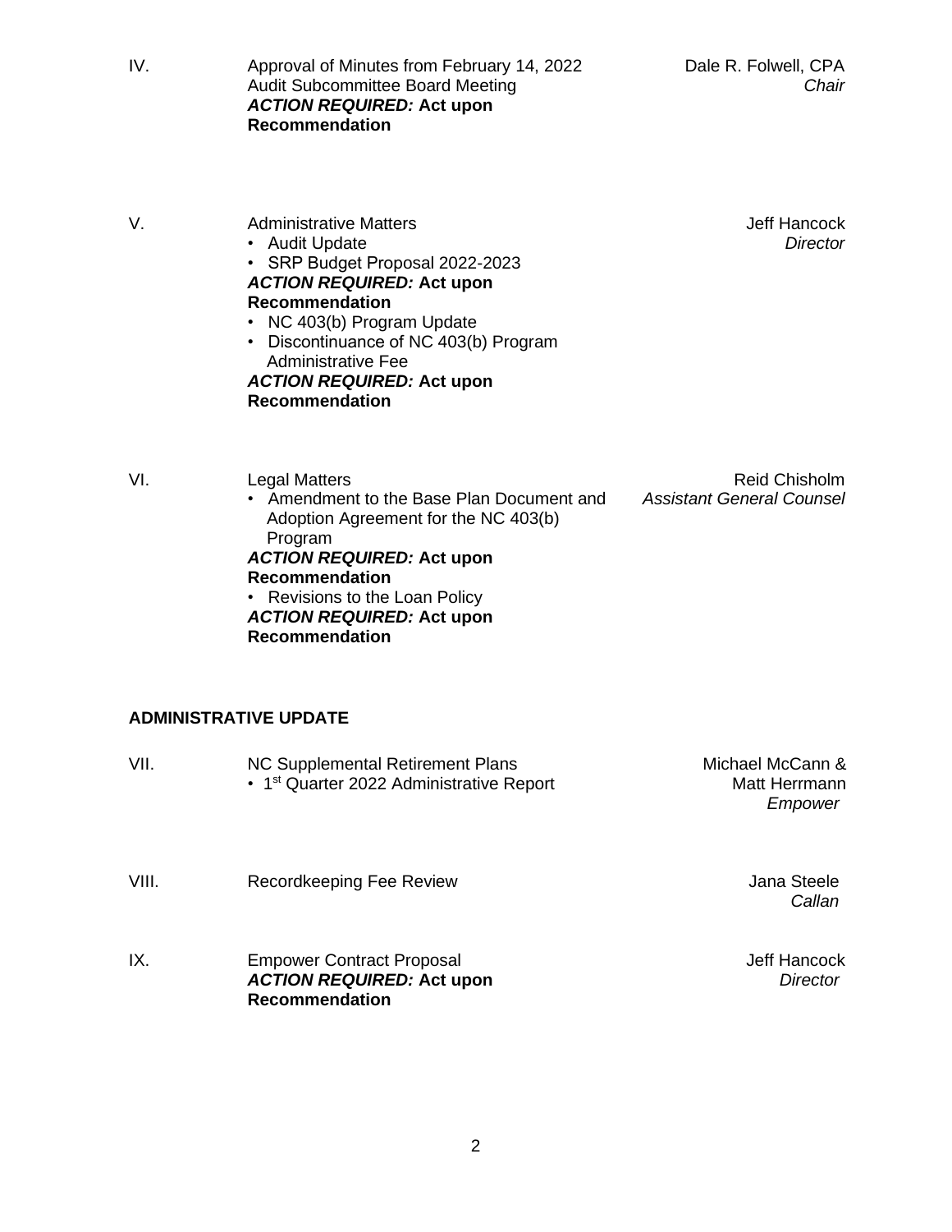| | | |
|---|---|---|
| IV. | Approval of Minutes from February 14, 2022 Audit Subcommittee Board Meeting<br>***ACTION REQUIRED:* Act upon Recommendation** | Dale R. Folwell, CPA<br>*Chair* |
| V. | Administrative Matters<br>• Audit Update<br>• SRP Budget Proposal 2022-2023<br>***ACTION REQUIRED:* Act upon Recommendation**<br>• NC 403(b) Program Update<br>• Discontinuance of NC 403(b) Program Administrative Fee<br>***ACTION REQUIRED:* Act upon Recommendation** | Jeff Hancock<br>*Director* |
| VI. | Legal Matters<br>• Amendment to the Base Plan Document and Adoption Agreement for the NC 403(b) Program<br>***ACTION REQUIRED:* Act upon Recommendation**<br>• Revisions to the Loan Policy<br>***ACTION REQUIRED:* Act upon Recommendation** | Reid Chisholm<br>*Assistant General Counsel* |

**ADMINISTRATIVE UPDATE**

| | | |
|---|---|---|
| VII. | NC Supplemental Retirement Plans<br>• 1st Quarter 2022 Administrative Report | Michael McCann & Matt Herrmann<br>*Empower* |
| VIII. | Recordkeeping Fee Review | Jana Steele<br>*Callan* |
| IX. | Empower Contract Proposal<br>***ACTION REQUIRED:* Act upon Recommendation** | Jeff Hancock<br>*Director* |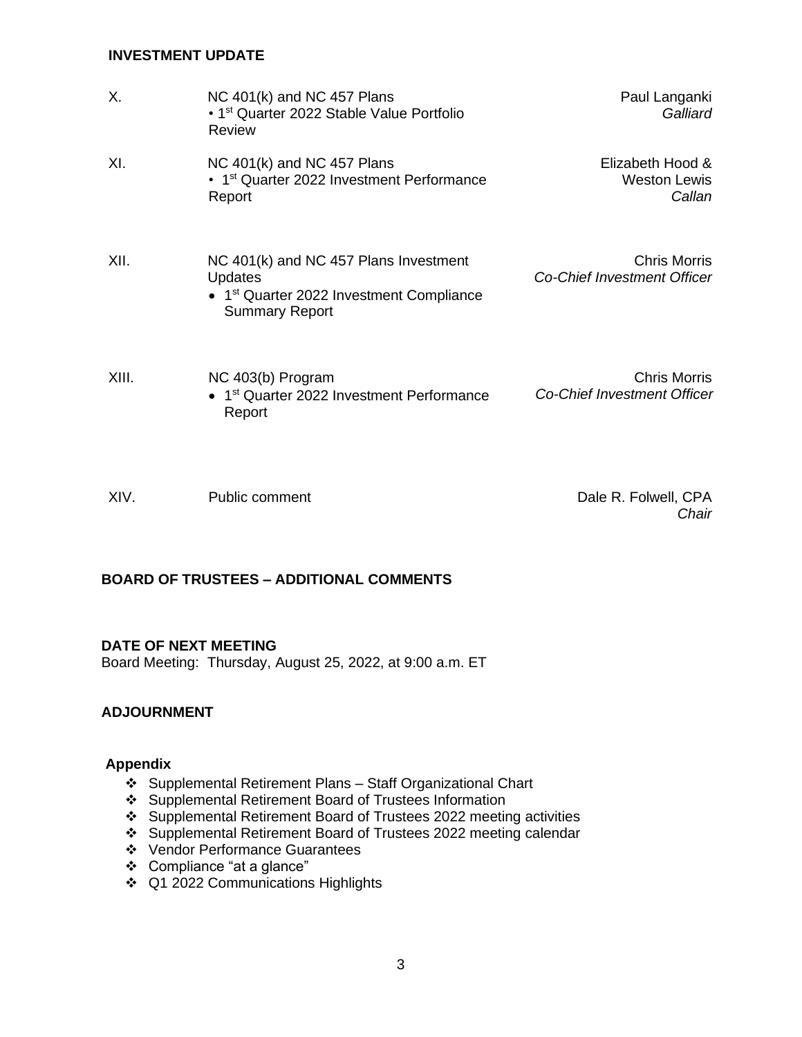## INVESTMENT UPDATE

| | | |
|---|---|---|
| X. | NC 401(k) and NC 457 Plans<br>• 1st Quarter 2022 Stable Value Portfolio Review | Paul Langanki<br>*Galliard* |
| XI. | NC 401(k) and NC 457 Plans<br>• 1st Quarter 2022 Investment Performance Report | Elizabeth Hood &<br>Weston Lewis<br>*Callan* |
| XII. | NC 401(k) and NC 457 Plans Investment Updates<br>• 1st Quarter 2022 Investment Compliance Summary Report | Chris Morris<br>*Co-Chief Investment Officer* |
| XIII. | NC 403(b) Program<br>• 1st Quarter 2022 Investment Performance Report | Chris Morris<br>*Co-Chief Investment Officer* |
| XIV. | Public comment | Dale R. Folwell, CPA<br>*Chair* |

## BOARD OF TRUSTEES – ADDITIONAL COMMENTS

## DATE OF NEXT MEETING

Board Meeting: Thursday, August 25, 2022, at 9:00 a.m. ET

## ADJOURNMENT

### Appendix

- Supplemental Retirement Plans – Staff Organizational Chart
- Supplemental Retirement Board of Trustees Information
- Supplemental Retirement Board of Trustees 2022 meeting activities
- Supplemental Retirement Board of Trustees 2022 meeting calendar
- Vendor Performance Guarantees
- Compliance "at a glance"
- Q1 2022 Communications Highlights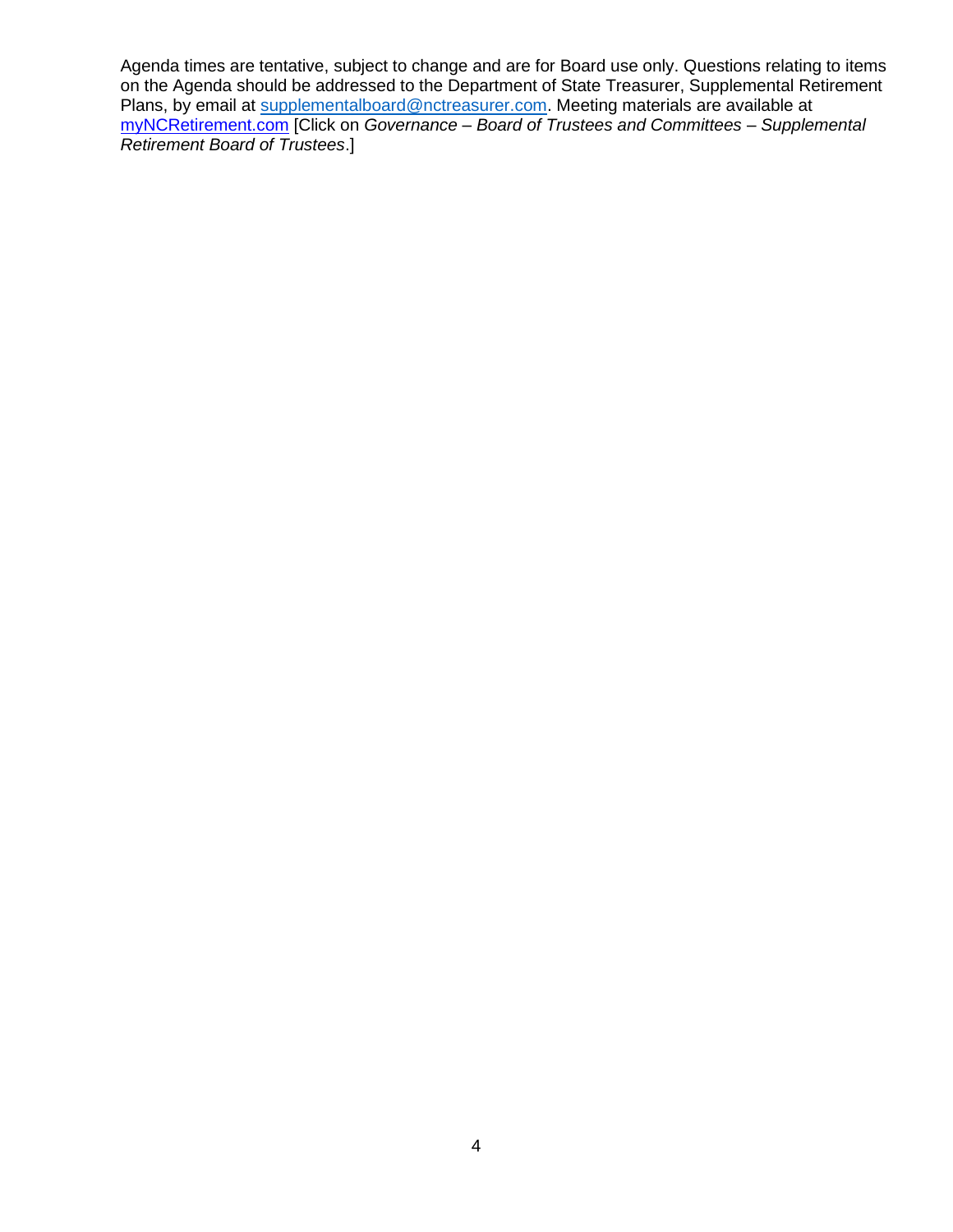Agenda times are tentative, subject to change and are for Board use only. Questions relating to items on the Agenda should be addressed to the Department of State Treasurer, Supplemental Retirement Plans, by email at [supplementalboard@nctreasurer.com](mailto:supplementalboard@nctreasurer.com). Meeting materials are available at [myNCRetirement.com](https://myNCRetirement.com) [Click on *Governance – Board of Trustees and Committees – Supplemental Retirement Board of Trustees*.]